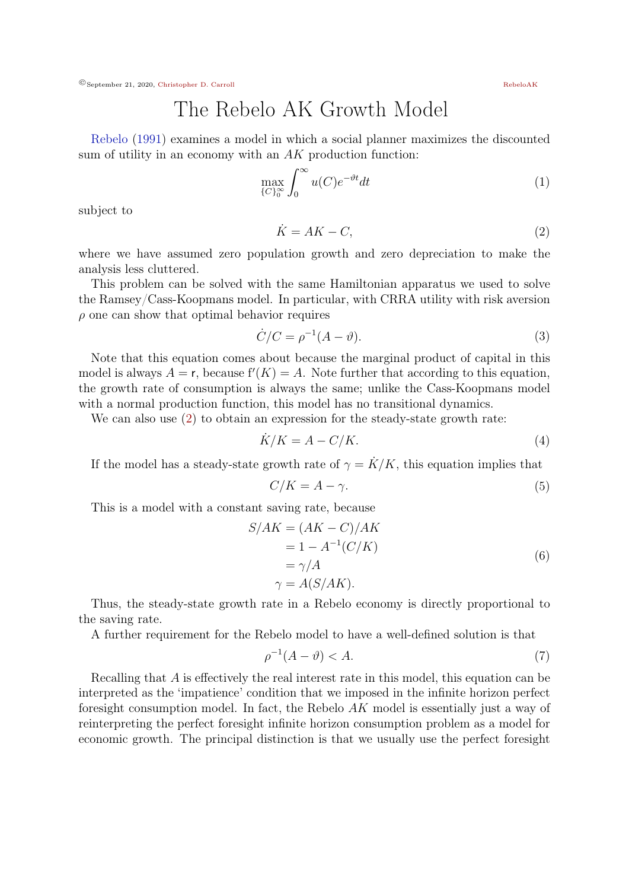# The Rebelo AK Growth Model

Rebelo (1991) examines a model in which a social planner maximizes the discounted sum of utility in an economy with an $AK$ production function:

$$\max_{\{C\}_0^\infty} \int_0^\infty u(C)e^{-\vartheta t}dt \tag{1}$$

subject to

$$\dot{K} = AK - C, \tag{2}$$

where we have assumed zero population growth and zero depreciation to make the analysis less cluttered.

This problem can be solved with the same Hamiltonian apparatus we used to solve the Ramsey/Cass-Koopmans model. In particular, with CRRA utility with risk aversion $\rho$ one can show that optimal behavior requires

$$\dot{C}/C = \rho^{-1}(A - \vartheta). \tag{3}$$

Note that this equation comes about because the marginal product of capital in this model is always $A = \mathsf{r}$, because $\mathrm{f}'(K) = A$. Note further that according to this equation, the growth rate of consumption is always the same; unlike the Cass-Koopmans model with a normal production function, this model has no transitional dynamics.

We can also use (2) to obtain an expression for the steady-state growth rate:

$$\dot{K}/K = A - C/K. \tag{4}$$

If the model has a steady-state growth rate of $\gamma = \dot{K}/K$, this equation implies that

$$C/K = A - \gamma. \tag{5}$$

This is a model with a constant saving rate, because

$$\begin{aligned} S/AK &= (AK - C)/AK \\ &= 1 - A^{-1}(C/K) \\ &= \gamma/A \\ \gamma &= A(S/AK). \end{aligned} \tag{6}$$

Thus, the steady-state growth rate in a Rebelo economy is directly proportional to the saving rate.

A further requirement for the Rebelo model to have a well-defined solution is that

$$\rho^{-1}(A - \vartheta) < A. \tag{7}$$

Recalling that $A$ is effectively the real interest rate in this model, this equation can be interpreted as the 'impatience' condition that we imposed in the infinite horizon perfect foresight consumption model. In fact, the Rebelo $AK$ model is essentially just a way of reinterpreting the perfect foresight infinite horizon consumption problem as a model for economic growth. The principal distinction is that we usually use the perfect foresight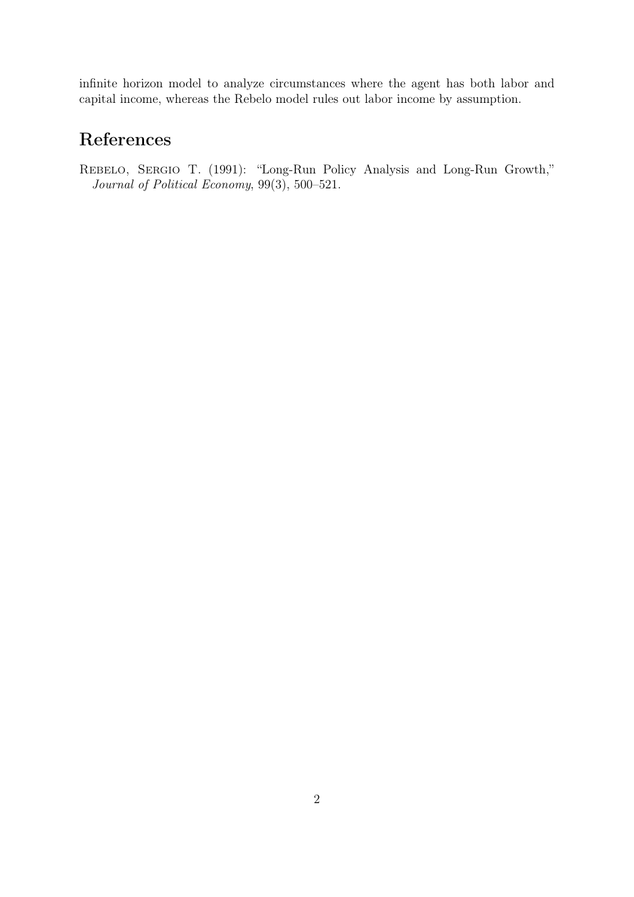infinite horizon model to analyze circumstances where the agent has both labor and capital income, whereas the Rebelo model rules out labor income by assumption.

## References

Rebelo, Sergio T. (1991): "Long-Run Policy Analysis and Long-Run Growth," *Journal of Political Economy*, 99(3), 500–521.